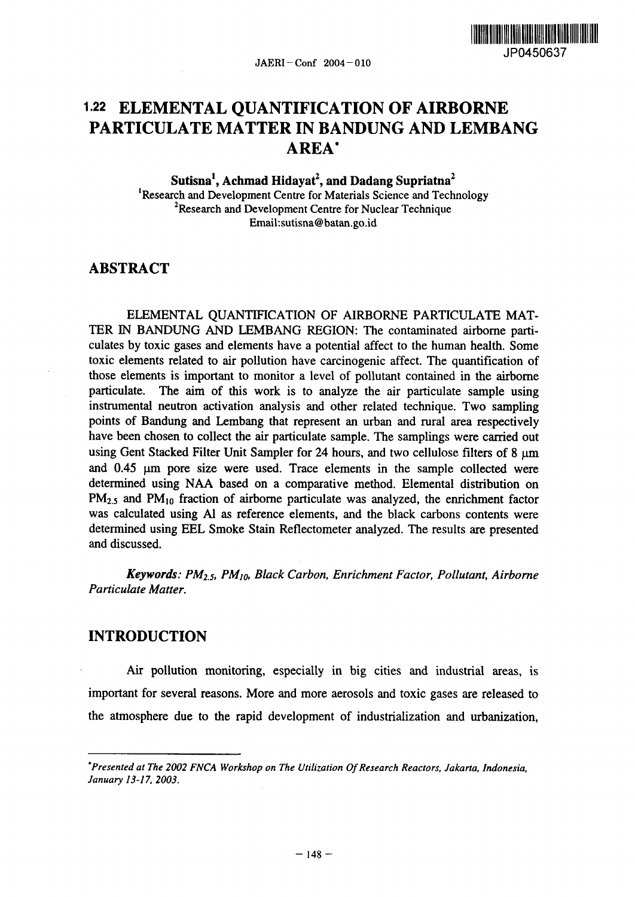# 1.22 ELEMENTAL QUANTIFICATION OF AIRBORNE PARTICULATE MATTER IN BANDUNG AND LEMBANG AREA*

**Sutisna[1], Achmad Hidayat[2], and Dadang Supriatna[2]**

[1]Research and Development Centre for Materials Science and Technology
[2]Research and Development Centre for Nuclear Technique
Email:sutisna@batan.go.id

## ABSTRACT

ELEMENTAL QUANTIFICATION OF AIRBORNE PARTICULATE MATTER IN BANDUNG AND LEMBANG REGION: The contaminated airborne particulates by toxic gases and elements have a potential affect to the human health. Some toxic elements related to air pollution have carcinogenic affect. The quantification of those elements is important to monitor a level of pollutant contained in the airborne particulate. The aim of this work is to analyze the air particulate sample using instrumental neutron activation analysis and other related technique. Two sampling points of Bandung and Lembang that represent an urban and rural area respectively have been chosen to collect the air particulate sample. The samplings were carried out using Gent Stacked Filter Unit Sampler for 24 hours, and two cellulose filters of 8 μm and 0.45 μm pore size were used. Trace elements in the sample collected were determined using NAA based on a comparative method. Elemental distribution on $PM_{2.5}$ and $PM_{10}$ fraction of airborne particulate was analyzed, the enrichment factor was calculated using Al as reference elements, and the black carbons contents were determined using EEL Smoke Stain Reflectometer analyzed. The results are presented and discussed.

***Keywords:*** *$PM_{2.5}$, $PM_{10}$, Black Carbon, Enrichment Factor, Pollutant, Airborne Particulate Matter.*

## INTRODUCTION

Air pollution monitoring, especially in big cities and industrial areas, is important for several reasons. More and more aerosols and toxic gases are released to the atmosphere due to the rapid development of industrialization and urbanization,

---

*\*Presented at The 2002 FNCA Workshop on The Utilization Of Research Reactors, Jakarta, Indonesia, January 13-17, 2003.*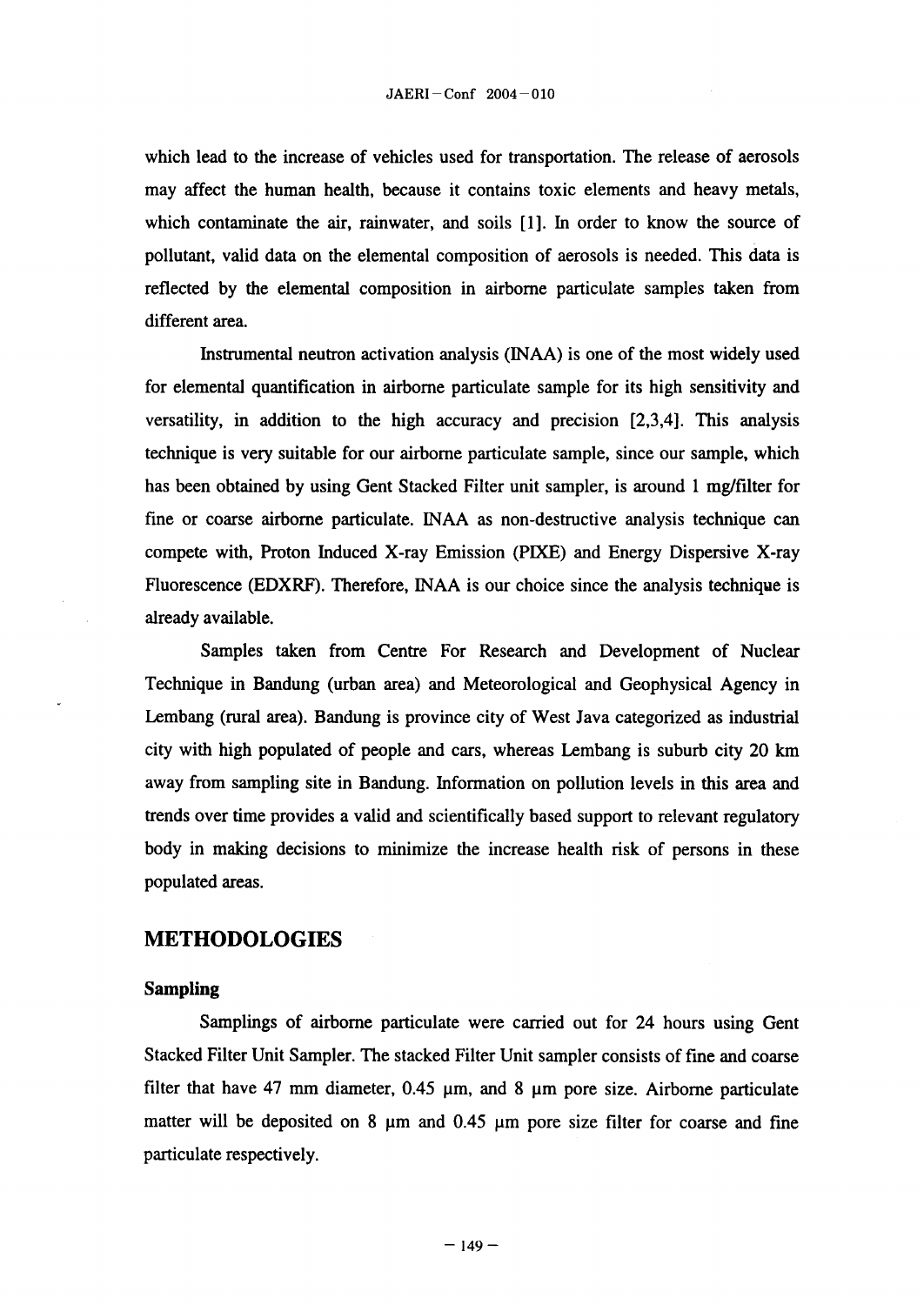which lead to the increase of vehicles used for transportation. The release of aerosols may affect the human health, because it contains toxic elements and heavy metals, which contaminate the air, rainwater, and soils [1]. In order to know the source of pollutant, valid data on the elemental composition of aerosols is needed. This data is reflected by the elemental composition in airborne particulate samples taken from different area.

Instrumental neutron activation analysis (INAA) is one of the most widely used for elemental quantification in airborne particulate sample for its high sensitivity and versatility, in addition to the high accuracy and precision [2,3,4]. This analysis technique is very suitable for our airborne particulate sample, since our sample, which has been obtained by using Gent Stacked Filter unit sampler, is around 1 mg/filter for fine or coarse airborne particulate. INAA as non-destructive analysis technique can compete with, Proton Induced X-ray Emission (PIXE) and Energy Dispersive X-ray Fluorescence (EDXRF). Therefore, INAA is our choice since the analysis technique is already available.

Samples taken from Centre For Research and Development of Nuclear Technique in Bandung (urban area) and Meteorological and Geophysical Agency in Lembang (rural area). Bandung is province city of West Java categorized as industrial city with high populated of people and cars, whereas Lembang is suburb city 20 km away from sampling site in Bandung. Information on pollution levels in this area and trends over time provides a valid and scientifically based support to relevant regulatory body in making decisions to minimize the increase health risk of persons in these populated areas.

## METHODOLOGIES

### Sampling

Samplings of airborne particulate were carried out for 24 hours using Gent Stacked Filter Unit Sampler. The stacked Filter Unit sampler consists of fine and coarse filter that have 47 mm diameter, 0.45 μm, and 8 μm pore size. Airborne particulate matter will be deposited on 8 μm and 0.45 μm pore size filter for coarse and fine particulate respectively.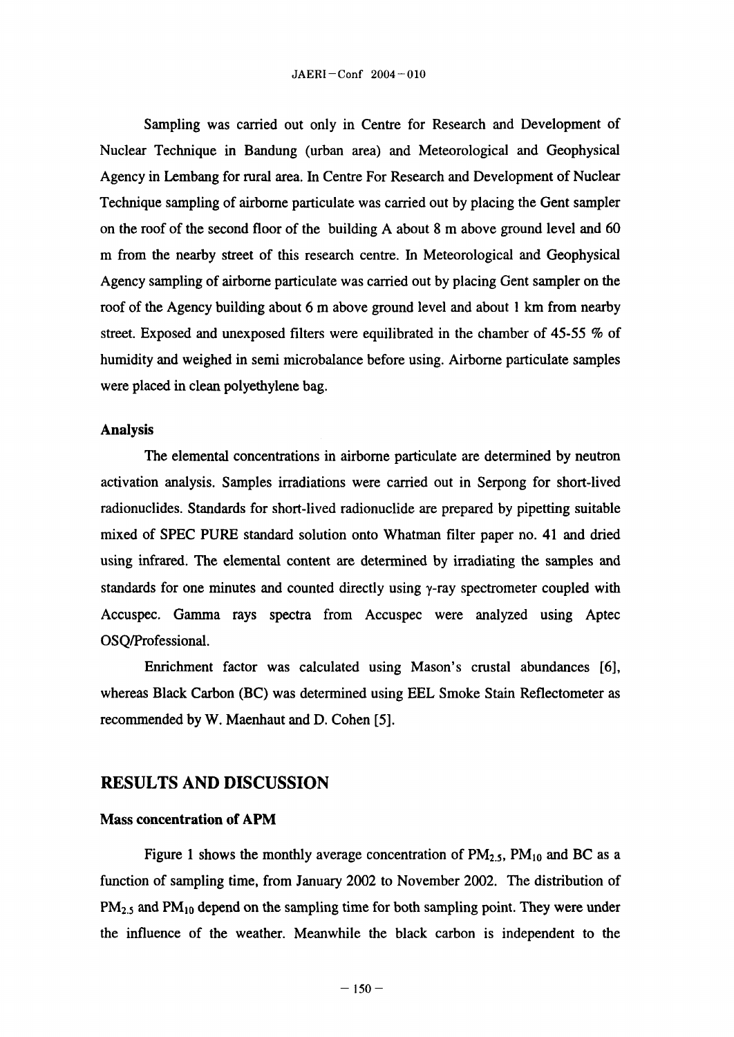Sampling was carried out only in Centre for Research and Development of Nuclear Technique in Bandung (urban area) and Meteorological and Geophysical Agency in Lembang for rural area. In Centre For Research and Development of Nuclear Technique sampling of airborne particulate was carried out by placing the Gent sampler on the roof of the second floor of the building A about 8 m above ground level and 60 m from the nearby street of this research centre. In Meteorological and Geophysical Agency sampling of airborne particulate was carried out by placing Gent sampler on the roof of the Agency building about 6 m above ground level and about 1 km from nearby street. Exposed and unexposed filters were equilibrated in the chamber of 45-55 % of humidity and weighed in semi microbalance before using. Airborne particulate samples were placed in clean polyethylene bag.

### Analysis

The elemental concentrations in airborne particulate are determined by neutron activation analysis. Samples irradiations were carried out in Serpong for short-lived radionuclides. Standards for short-lived radionuclide are prepared by pipetting suitable mixed of SPEC PURE standard solution onto Whatman filter paper no. 41 and dried using infrared. The elemental content are determined by irradiating the samples and standards for one minutes and counted directly using $\gamma$-ray spectrometer coupled with Accuspec. Gamma rays spectra from Accuspec were analyzed using Aptec OSQ/Professional.

Enrichment factor was calculated using Mason's crustal abundances [6], whereas Black Carbon (BC) was determined using EEL Smoke Stain Reflectometer as recommended by W. Maenhaut and D. Cohen [5].

## RESULTS AND DISCUSSION

### Mass concentration of APM

Figure 1 shows the monthly average concentration of $PM_{2.5}$, $PM_{10}$ and BC as a function of sampling time, from January 2002 to November 2002. The distribution of $PM_{2.5}$ and $PM_{10}$ depend on the sampling time for both sampling point. They were under the influence of the weather. Meanwhile the black carbon is independent to the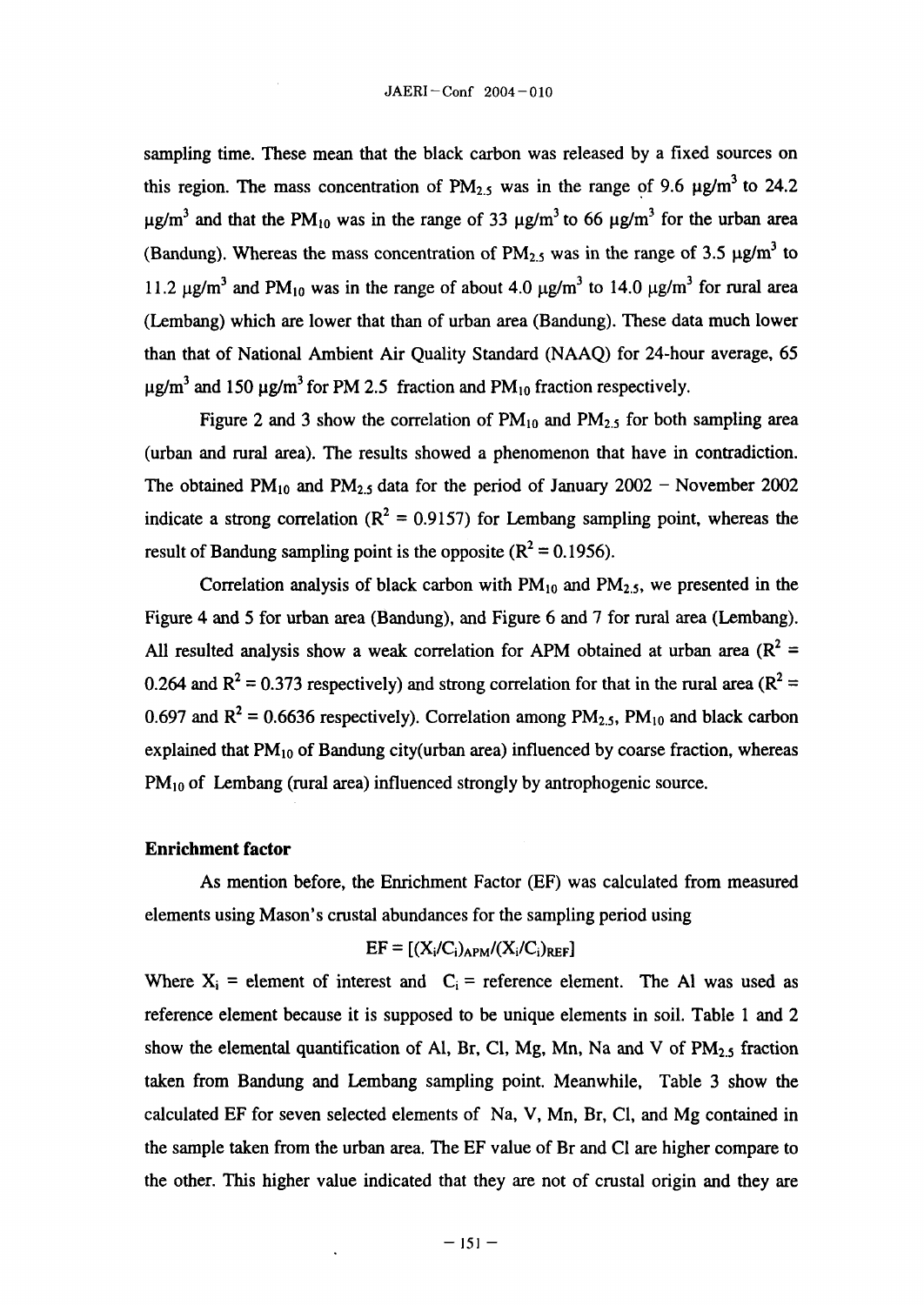sampling time. These mean that the black carbon was released by a fixed sources on this region. The mass concentration of $PM_{2.5}$ was in the range of 9.6 $\mu g/m^3$ to 24.2 $\mu g/m^3$ and that the $PM_{10}$ was in the range of 33 $\mu g/m^3$ to 66 $\mu g/m^3$ for the urban area (Bandung). Whereas the mass concentration of $PM_{2.5}$ was in the range of 3.5 $\mu g/m^3$ to 11.2 $\mu g/m^3$ and $PM_{10}$ was in the range of about 4.0 $\mu g/m^3$ to 14.0 $\mu g/m^3$ for rural area (Lembang) which are lower that than of urban area (Bandung). These data much lower than that of National Ambient Air Quality Standard (NAAQ) for 24-hour average, 65 $\mu g/m^3$ and 150 $\mu g/m^3$ for PM 2.5 fraction and $PM_{10}$ fraction respectively.

Figure 2 and 3 show the correlation of $PM_{10}$ and $PM_{2.5}$ for both sampling area (urban and rural area). The results showed a phenomenon that have in contradiction. The obtained $PM_{10}$ and $PM_{2.5}$ data for the period of January 2002 – November 2002 indicate a strong correlation ($R^2$ = 0.9157) for Lembang sampling point, whereas the result of Bandung sampling point is the opposite ($R^2$ = 0.1956).

Correlation analysis of black carbon with $PM_{10}$ and $PM_{2.5}$, we presented in the Figure 4 and 5 for urban area (Bandung), and Figure 6 and 7 for rural area (Lembang). All resulted analysis show a weak correlation for APM obtained at urban area ($R^2$ = 0.264 and $R^2$ = 0.373 respectively) and strong correlation for that in the rural area ($R^2$ = 0.697 and $R^2$ = 0.6636 respectively). Correlation among $PM_{2.5}$, $PM_{10}$ and black carbon explained that $PM_{10}$ of Bandung city(urban area) influenced by coarse fraction, whereas $PM_{10}$ of Lembang (rural area) influenced strongly by antrophogenic source.

**Enrichment factor**

As mention before, the Enrichment Factor (EF) was calculated from measured elements using Mason's crustal abundances for the sampling period using

$$EF = [(X_i/C_i)_{APM}/(X_i/C_i)_{REF}]$$

Where $X_i$ = element of interest and $C_i$ = reference element. The Al was used as reference element because it is supposed to be unique elements in soil. Table 1 and 2 show the elemental quantification of Al, Br, Cl, Mg, Mn, Na and V of $PM_{2.5}$ fraction taken from Bandung and Lembang sampling point. Meanwhile, Table 3 show the calculated EF for seven selected elements of Na, V, Mn, Br, Cl, and Mg contained in the sample taken from the urban area. The EF value of Br and Cl are higher compare to the other. This higher value indicated that they are not of crustal origin and they are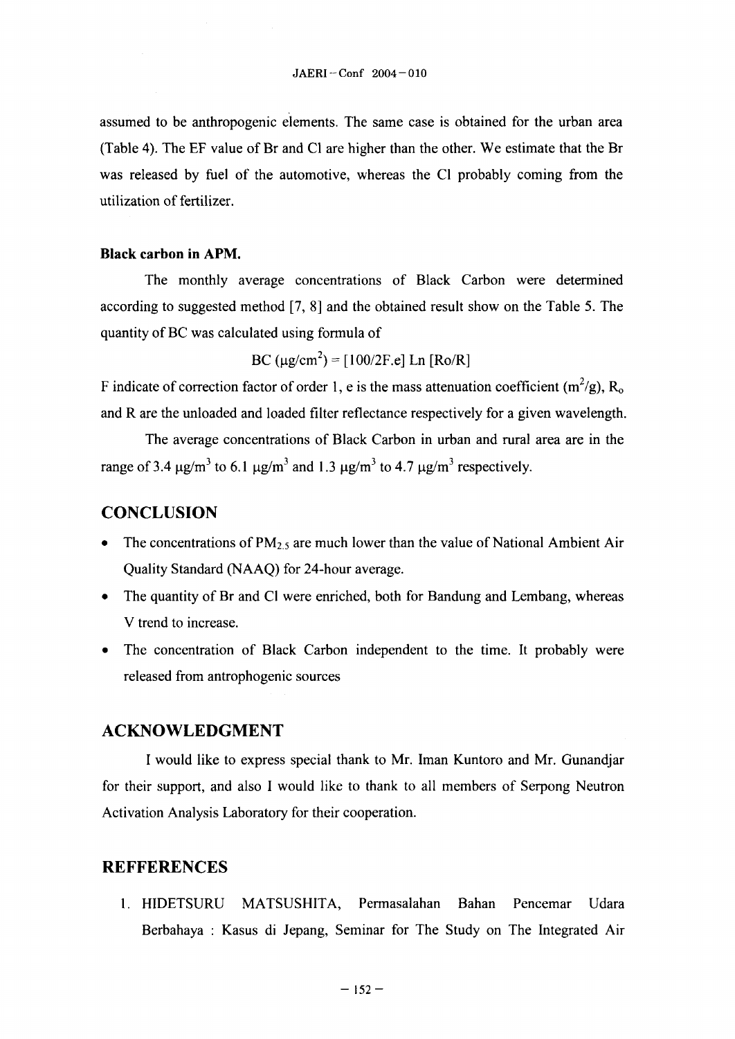assumed to be anthropogenic elements. The same case is obtained for the urban area (Table 4). The EF value of Br and Cl are higher than the other. We estimate that the Br was released by fuel of the automotive, whereas the Cl probably coming from the utilization of fertilizer.

**Black carbon in APM.**

The monthly average concentrations of Black Carbon were determined according to suggested method [7, 8] and the obtained result show on the Table 5. The quantity of BC was calculated using formula of

$$BC\ (\mu g/cm^2) = [100/2F.e]\ Ln\ [Ro/R]$$

F indicate of correction factor of order 1, e is the mass attenuation coefficient ($m^2/g$), $R_o$ and R are the unloaded and loaded filter reflectance respectively for a given wavelength.

The average concentrations of Black Carbon in urban and rural area are in the range of 3.4 $\mu g/m^3$ to 6.1 $\mu g/m^3$ and 1.3 $\mu g/m^3$ to 4.7 $\mu g/m^3$ respectively.

## CONCLUSION

- The concentrations of $PM_{2.5}$ are much lower than the value of National Ambient Air Quality Standard (NAAQ) for 24-hour average.
- The quantity of Br and Cl were enriched, both for Bandung and Lembang, whereas V trend to increase.
- The concentration of Black Carbon independent to the time. It probably were released from antrophogenic sources

## ACKNOWLEDGMENT

I would like to express special thank to Mr. Iman Kuntoro and Mr. Gunandjar for their support, and also I would like to thank to all members of Serpong Neutron Activation Analysis Laboratory for their cooperation.

## REFFERENCES

1. HIDETSURU MATSUSHITA, Permasalahan Bahan Pencemar Udara Berbahaya : Kasus di Jepang, Seminar for The Study on The Integrated Air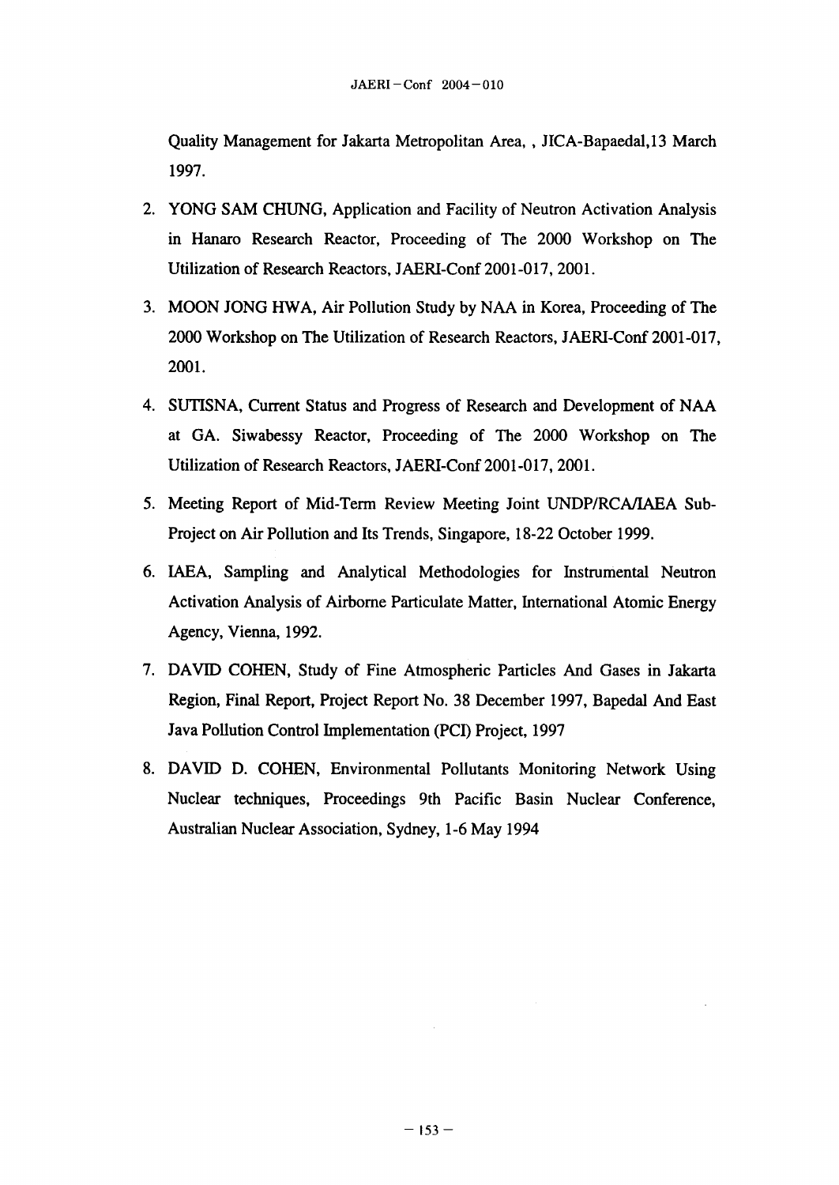Quality Management for Jakarta Metropolitan Area, , JICA-Bapaedal,13 March 1997.

2. YONG SAM CHUNG, Application and Facility of Neutron Activation Analysis in Hanaro Research Reactor, Proceeding of The 2000 Workshop on The Utilization of Research Reactors, JAERI-Conf 2001-017, 2001.
3. MOON JONG HWA, Air Pollution Study by NAA in Korea, Proceeding of The 2000 Workshop on The Utilization of Research Reactors, JAERI-Conf 2001-017, 2001.
4. SUTISNA, Current Status and Progress of Research and Development of NAA at GA. Siwabessy Reactor, Proceeding of The 2000 Workshop on The Utilization of Research Reactors, JAERI-Conf 2001-017, 2001.
5. Meeting Report of Mid-Term Review Meeting Joint UNDP/RCA/IAEA Sub-Project on Air Pollution and Its Trends, Singapore, 18-22 October 1999.
6. IAEA, Sampling and Analytical Methodologies for Instrumental Neutron Activation Analysis of Airborne Particulate Matter, International Atomic Energy Agency, Vienna, 1992.
7. DAVID COHEN, Study of Fine Atmospheric Particles And Gases in Jakarta Region, Final Report, Project Report No. 38 December 1997, Bapedal And East Java Pollution Control Implementation (PCI) Project, 1997
8. DAVID D. COHEN, Environmental Pollutants Monitoring Network Using Nuclear techniques, Proceedings 9th Pacific Basin Nuclear Conference, Australian Nuclear Association, Sydney, 1-6 May 1994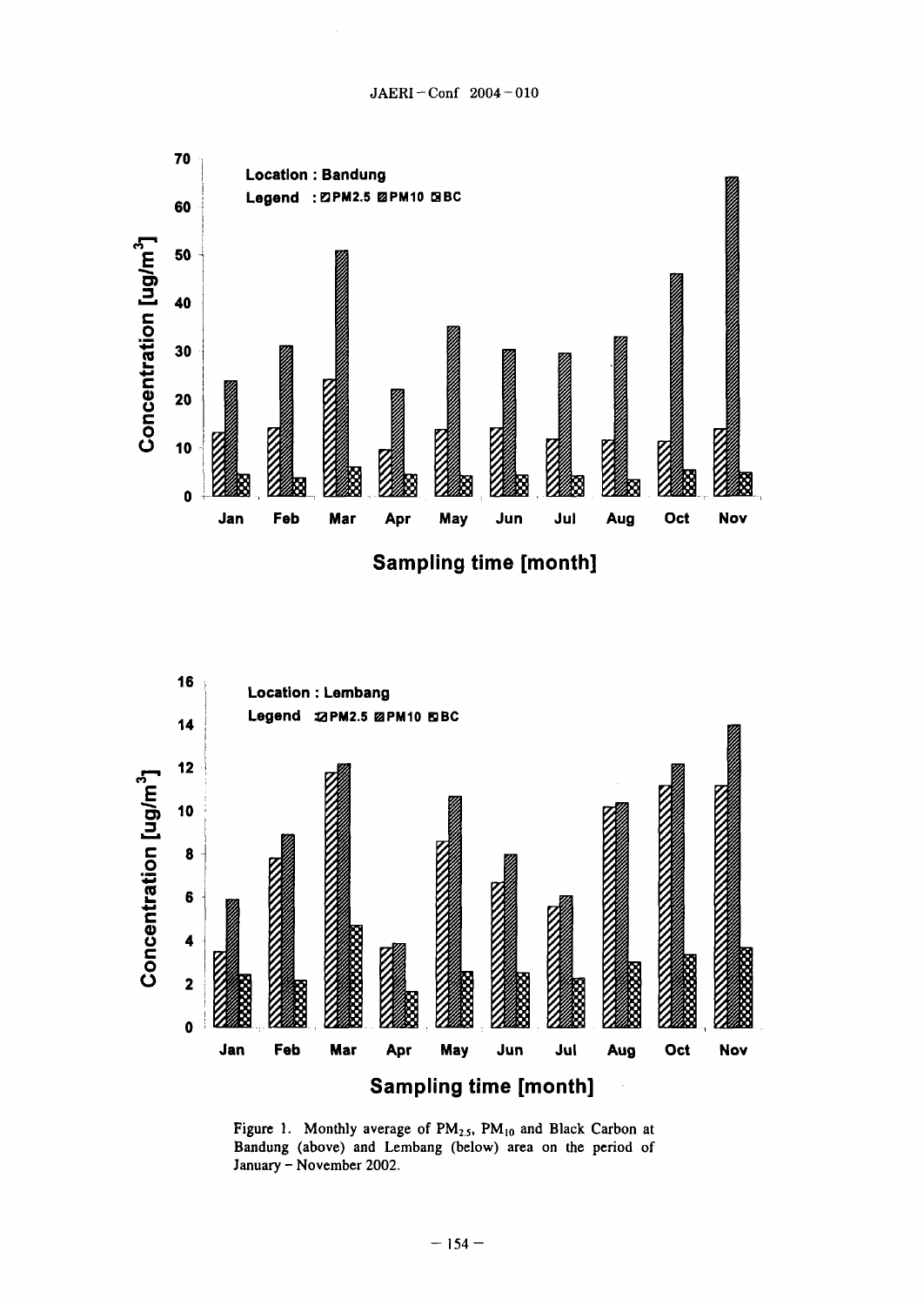Figure 1. Monthly average of $PM_{2.5}$, $PM_{10}$ and Black Carbon at Bandung (above) and Lembang (below) area on the period of January – November 2002.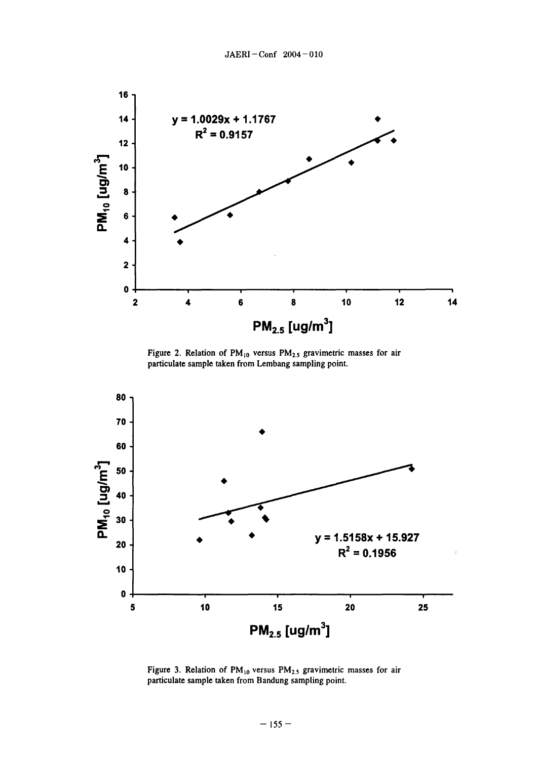Figure 2. Relation of $PM_{10}$ versus $PM_{2.5}$ gravimetric masses for air particulate sample taken from Lembang sampling point.

Figure 3. Relation of $PM_{10}$ versus $PM_{2.5}$ gravimetric masses for air particulate sample taken from Bandung sampling point.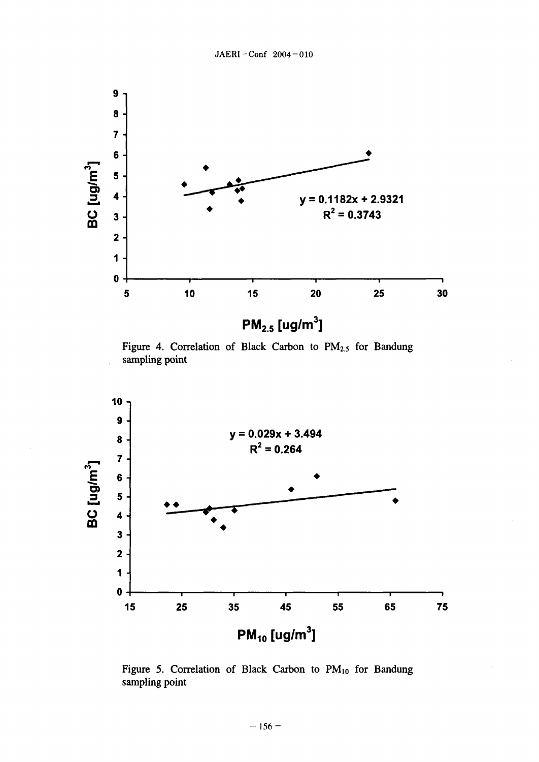Figure 4. Correlation of Black Carbon to $PM_{2.5}$ for Bandung sampling point

Figure 5. Correlation of Black Carbon to $PM_{10}$ for Bandung sampling point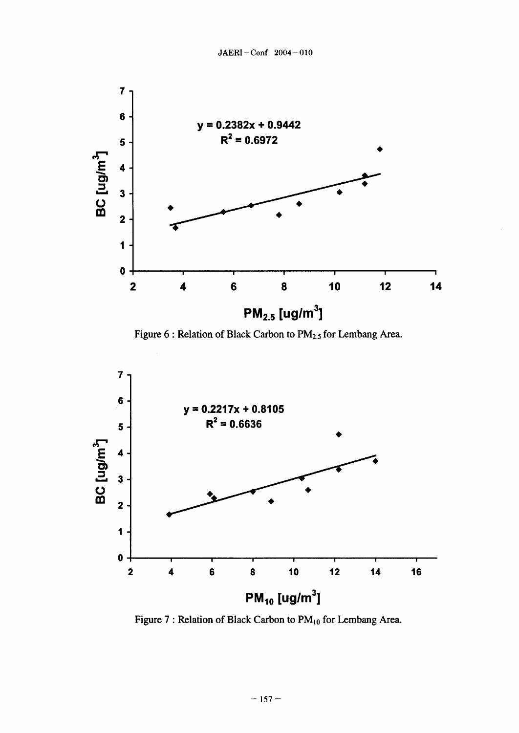Figure 6 : Relation of Black Carbon to $PM_{2.5}$ for Lembang Area.

Figure 7 : Relation of Black Carbon to $PM_{10}$ for Lembang Area.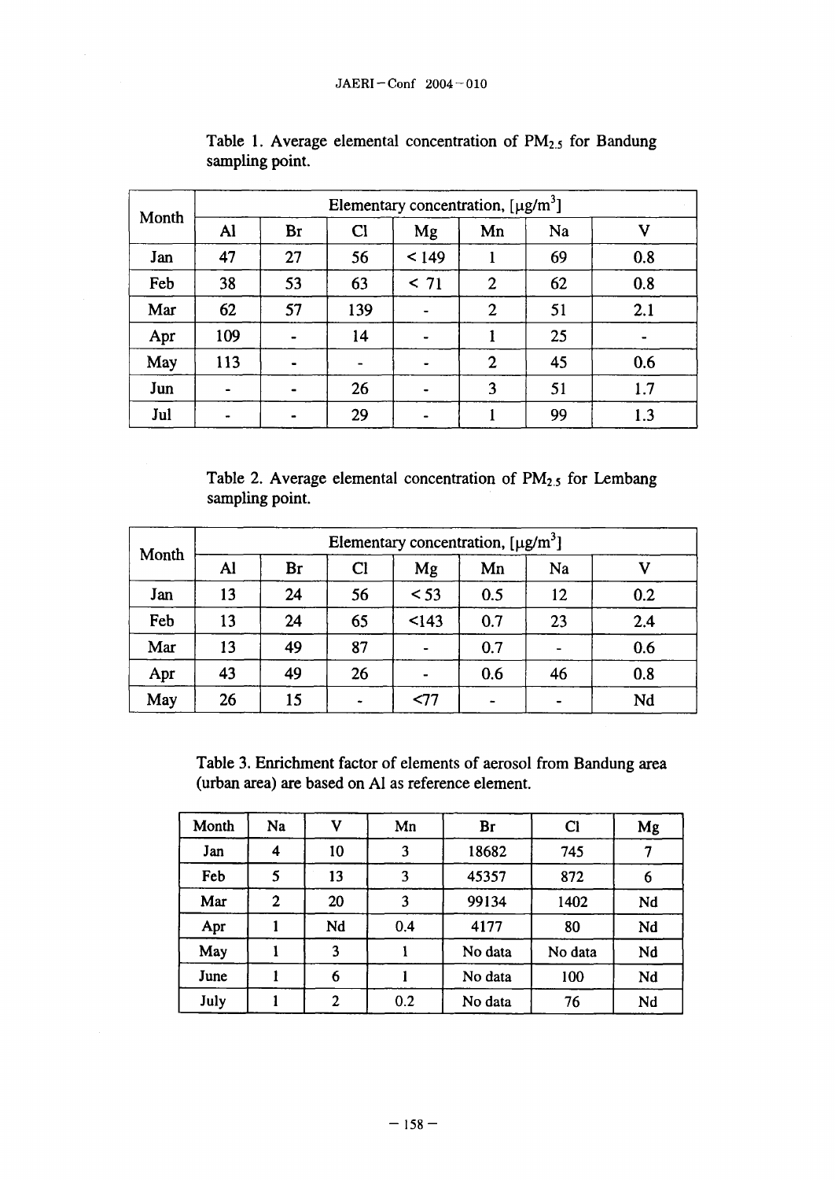Table 1. Average elemental concentration of $PM_{2.5}$ for Bandung sampling point.

| Month | Elementary concentration, [μg/m$^3$] | | | | | | |
|---|---|---|---|---|---|---|---|
| | Al | Br | Cl | Mg | Mn | Na | V |
| Jan | 47 | 27 | 56 | < 149 | 1 | 69 | 0.8 |
| Feb | 38 | 53 | 63 | < 71 | 2 | 62 | 0.8 |
| Mar | 62 | 57 | 139 | - | 2 | 51 | 2.1 |
| Apr | 109 | - | 14 | - | 1 | 25 | - |
| May | 113 | - | - | - | 2 | 45 | 0.6 |
| Jun | - | - | 26 | - | 3 | 51 | 1.7 |
| Jul | - | - | 29 | - | 1 | 99 | 1.3 |

Table 2. Average elemental concentration of $PM_{2.5}$ for Lembang sampling point.

| Month | Elementary concentration, [μg/m$^3$] | | | | | | |
|---|---|---|---|---|---|---|---|
| | Al | Br | Cl | Mg | Mn | Na | V |
| Jan | 13 | 24 | 56 | < 53 | 0.5 | 12 | 0.2 |
| Feb | 13 | 24 | 65 | <143 | 0.7 | 23 | 2.4 |
| Mar | 13 | 49 | 87 | - | 0.7 | - | 0.6 |
| Apr | 43 | 49 | 26 | - | 0.6 | 46 | 0.8 |
| May | 26 | 15 | - | <77 | - | - | Nd |

Table 3. Enrichment factor of elements of aerosol from Bandung area (urban area) are based on Al as reference element.

| Month | Na | V | Mn | Br | Cl | Mg |
|---|---|---|---|---|---|---|
| Jan | 4 | 10 | 3 | 18682 | 745 | 7 |
| Feb | 5 | 13 | 3 | 45357 | 872 | 6 |
| Mar | 2 | 20 | 3 | 99134 | 1402 | Nd |
| Apr | 1 | Nd | 0.4 | 4177 | 80 | Nd |
| May | 1 | 3 | 1 | No data | No data | Nd |
| June | 1 | 6 | 1 | No data | 100 | Nd |
| July | 1 | 2 | 0.2 | No data | 76 | Nd |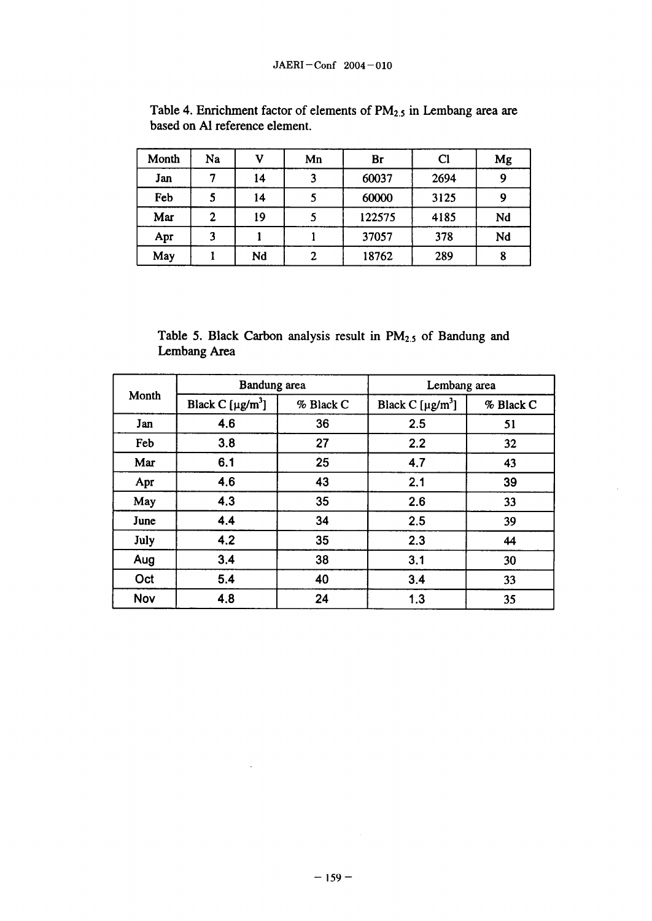Table 4. Enrichment factor of elements of $PM_{2.5}$ in Lembang area are based on Al reference element.

| Month | Na | V | Mn | Br | Cl | Mg |
|---|---|---|---|---|---|---|
| Jan | 7 | 14 | 3 | 60037 | 2694 | 9 |
| Feb | 5 | 14 | 5 | 60000 | 3125 | 9 |
| Mar | 2 | 19 | 5 | 122575 | 4185 | Nd |
| Apr | 3 | 1 | 1 | 37057 | 378 | Nd |
| May | 1 | Nd | 2 | 18762 | 289 | 8 |

Table 5. Black Carbon analysis result in $PM_{2.5}$ of Bandung and Lembang Area

| Month | Bandung area | | Lembang area | |
|---|---|---|---|---|
| | Black C [μg/m$^3$] | % Black C | Black C [μg/m$^3$] | % Black C |
| Jan | 4.6 | 36 | 2.5 | 51 |
| Feb | 3.8 | 27 | 2.2 | 32 |
| Mar | 6.1 | 25 | 4.7 | 43 |
| Apr | 4.6 | 43 | 2.1 | 39 |
| May | 4.3 | 35 | 2.6 | 33 |
| June | 4.4 | 34 | 2.5 | 39 |
| July | 4.2 | 35 | 2.3 | 44 |
| Aug | 3.4 | 38 | 3.1 | 30 |
| Oct | 5.4 | 40 | 3.4 | 33 |
| Nov | 4.8 | 24 | 1.3 | 35 |